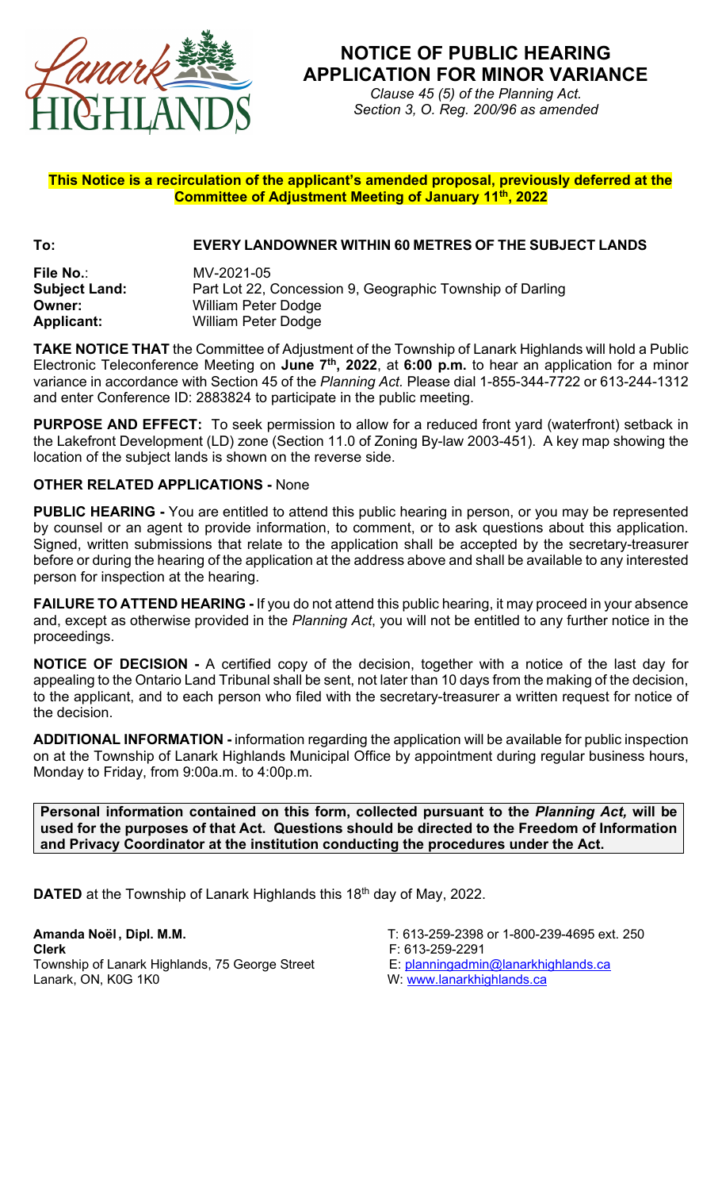# NOTICE OF PUBLIC HEARING
# APPLICATION FOR MINOR VARIANCE

*Clause 45 (5) of the Planning Act.*
*Section 3, O. Reg. 200/96 as amended*

**This Notice is a recirculation of the applicant's amended proposal, previously deferred at the Committee of Adjustment Meeting of January 11th, 2022**

**To:** **EVERY LANDOWNER WITHIN 60 METRES OF THE SUBJECT LANDS**

**File No.**: MV-2021-05
**Subject Land:** Part Lot 22, Concession 9, Geographic Township of Darling
**Owner:** William Peter Dodge
**Applicant:** William Peter Dodge

**TAKE NOTICE THAT** the Committee of Adjustment of the Township of Lanark Highlands will hold a Public Electronic Teleconference Meeting on **June 7th, 2022**, at **6:00 p.m.** to hear an application for a minor variance in accordance with Section 45 of the *Planning Act.* Please dial 1-855-344-7722 or 613-244-1312 and enter Conference ID: 2883824 to participate in the public meeting.

**PURPOSE AND EFFECT:** To seek permission to allow for a reduced front yard (waterfront) setback in the Lakefront Development (LD) zone (Section 11.0 of Zoning By-law 2003-451). A key map showing the location of the subject lands is shown on the reverse side.

**OTHER RELATED APPLICATIONS -** None

**PUBLIC HEARING -** You are entitled to attend this public hearing in person, or you may be represented by counsel or an agent to provide information, to comment, or to ask questions about this application. Signed, written submissions that relate to the application shall be accepted by the secretary-treasurer before or during the hearing of the application at the address above and shall be available to any interested person for inspection at the hearing.

**FAILURE TO ATTEND HEARING -** If you do not attend this public hearing, it may proceed in your absence and, except as otherwise provided in the *Planning Act*, you will not be entitled to any further notice in the proceedings.

**NOTICE OF DECISION -** A certified copy of the decision, together with a notice of the last day for appealing to the Ontario Land Tribunal shall be sent, not later than 10 days from the making of the decision, to the applicant, and to each person who filed with the secretary-treasurer a written request for notice of the decision.

**ADDITIONAL INFORMATION -** information regarding the application will be available for public inspection on at the Township of Lanark Highlands Municipal Office by appointment during regular business hours, Monday to Friday, from 9:00a.m. to 4:00p.m.

**Personal information contained on this form, collected pursuant to the *Planning Act,* will be used for the purposes of that Act. Questions should be directed to the Freedom of Information and Privacy Coordinator at the institution conducting the procedures under the Act.**

**DATED** at the Township of Lanark Highlands this 18th day of May, 2022.

**Amanda Noël, Dipl. M.M.**
**Clerk**
Township of Lanark Highlands, 75 George Street
Lanark, ON, K0G 1K0

T: 613-259-2398 or 1-800-239-4695 ext. 250
F: 613-259-2291
E: planningadmin@lanarkhighlands.ca
W: www.lanarkhighlands.ca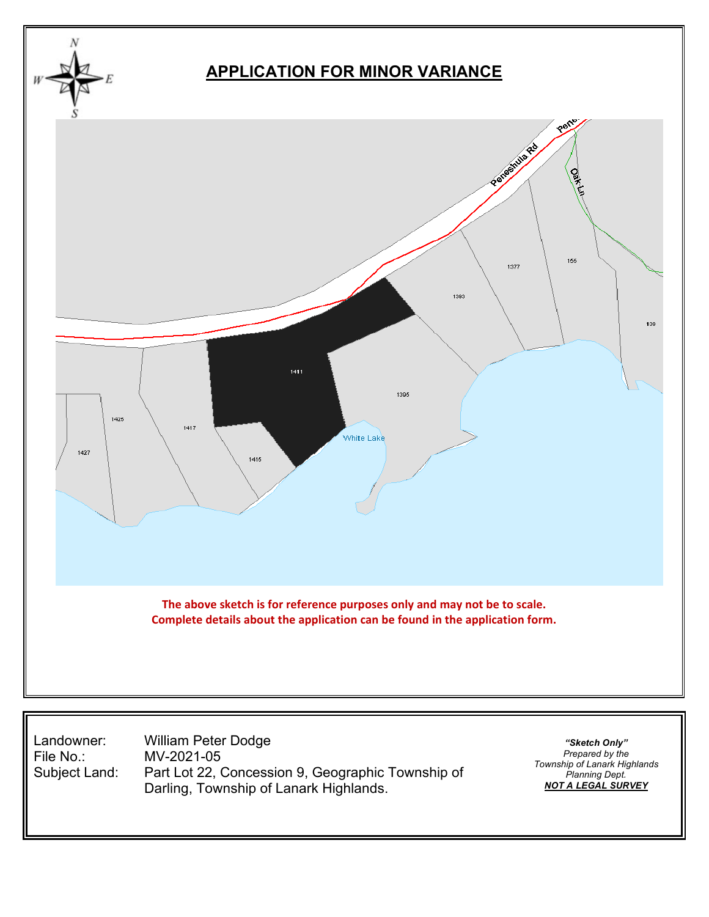# APPLICATION FOR MINOR VARIANCE

N
W
E
S

Peneshula Rd
Pene
Oak Ln
1377
155
1393
139
1411
1395
1425
1417
1427
1415
White Lake

**The above sketch is for reference purposes only and may not be to scale.**
**Complete details about the application can be found in the application form.**

| | |
|---|---|
| Landowner: | William Peter Dodge |
| File No.: | MV-2021-05 |
| Subject Land: | Part Lot 22, Concession 9, Geographic Township of Darling, Township of Lanark Highlands. |

***"Sketch Only"***
*Prepared by the*
*Township of Lanark Highlands*
*Planning Dept.*
***NOT A LEGAL SURVEY***